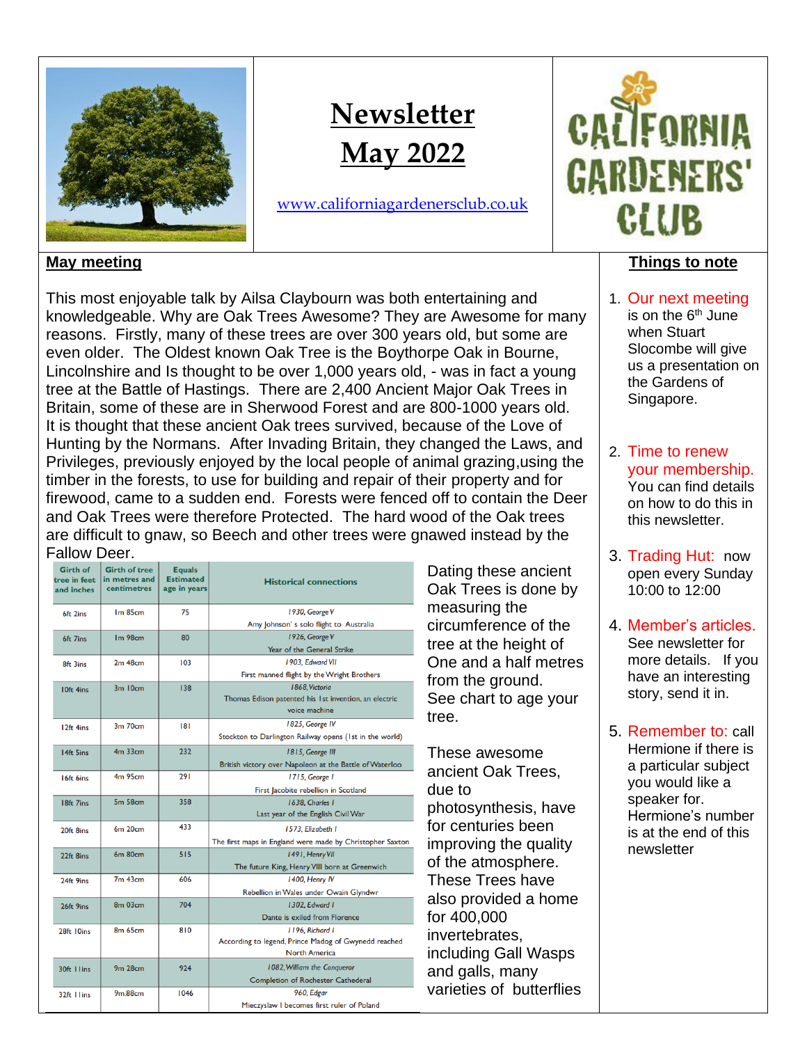# Newsletter May 2022

www.californiagardenersclub.co.uk

CALIFORNIA GARDENERS' CLUB

## May meeting

This most enjoyable talk by Ailsa Claybourn was both entertaining and knowledgeable. Why are Oak Trees Awesome? They are Awesome for many reasons. Firstly, many of these trees are over 300 years old, but some are even older. The Oldest known Oak Tree is the Boythorpe Oak in Bourne, Lincolnshire and Is thought to be over 1,000 years old, - was in fact a young tree at the Battle of Hastings. There are 2,400 Ancient Major Oak Trees in Britain, some of these are in Sherwood Forest and are 800-1000 years old. It is thought that these ancient Oak trees survived, because of the Love of Hunting by the Normans. After Invading Britain, they changed the Laws, and Privileges, previously enjoyed by the local people of animal grazing,using the timber in the forests, to use for building and repair of their property and for firewood, came to a sudden end. Forests were fenced off to contain the Deer and Oak Trees were therefore Protected. The hard wood of the Oak trees are difficult to gnaw, so Beech and other trees were gnawed instead by the Fallow Deer.

| Girth of tree in feet and inches | Girth of tree in metres and centimetres | Equals Estimated age in years | Historical connections |
|---|---|---|---|
| 6ft 2ins | 1m 85cm | 75 | *1930, George V* Amy Johnson's solo flight to Australia |
| 6ft 7ins | 1m 98cm | 80 | *1926, George V* Year of the General Strike |
| 8ft 3ins | 2m 48cm | 103 | *1903, Edward VII* First manned flight by the Wright Brothers |
| 10ft 4ins | 3m 10cm | 138 | *1868, Victoria* Thomas Edison patented his 1st invention, an electric voice machine |
| 12ft 4ins | 3m 70cm | 181 | *1825, George IV* Stockton to Darlington Railway opens (1st in the world) |
| 14ft 5ins | 4m 33cm | 232 | *1815, George III* British victory over Napoleon at the Battle of Waterloo |
| 16ft 6ins | 4m 95cm | 291 | *1715, George I* First Jacobite rebellion in Scotland |
| 18ft 7ins | 5m 58cm | 358 | *1638, Charles I* Last year of the English Civil War |
| 20ft 8ins | 6m 20cm | 433 | *1573, Elizabeth I* The first maps in England were made by Christopher Saxton |
| 22ft 8ins | 6m 80cm | 515 | *1491, Henry VII* The future King, Henry VIII born at Greenwich |
| 24ft 9ins | 7m 43cm | 606 | *1400, Henry IV* Rebellion in Wales under Owain Glyndwr |
| 26ft 9ins | 8m 03cm | 704 | *1302, Edward I* Dante is exiled from Florence |
| 28ft 10ins | 8m 65cm | 810 | *1196, Richard I* According to legend, Prince Madog of Gwynedd reached North America |
| 30ft 11ins | 9m 28cm | 924 | *1082, William the Conqueror* Completion of Rochester Cathedral |
| 32ft 11ins | 9m.88cm | 1046 | *960, Edgar* Mieczyslaw I becomes first ruler of Poland |

Dating these ancient Oak Trees is done by measuring the circumference of the tree at the height of One and a half metres from the ground. See chart to age your tree.

These awesome ancient Oak Trees, due to photosynthesis, have for centuries been improving the quality of the atmosphere. These Trees have also provided a home for 400,000 invertebrates, including Gall Wasps and galls, many varieties of butterflies

## Things to note

1. **Our next meeting** is on the 6th June when Stuart Slocombe will give us a presentation on the Gardens of Singapore.
2. **Time to renew your membership.** You can find details on how to do this in this newsletter.
3. **Trading Hut:** now open every Sunday 10:00 to 12:00
4. **Member's articles.** See newsletter for more details. If you have an interesting story, send it in.
5. **Remember to:** call Hermione if there is a particular subject you would like a speaker for. Hermione's number is at the end of this newsletter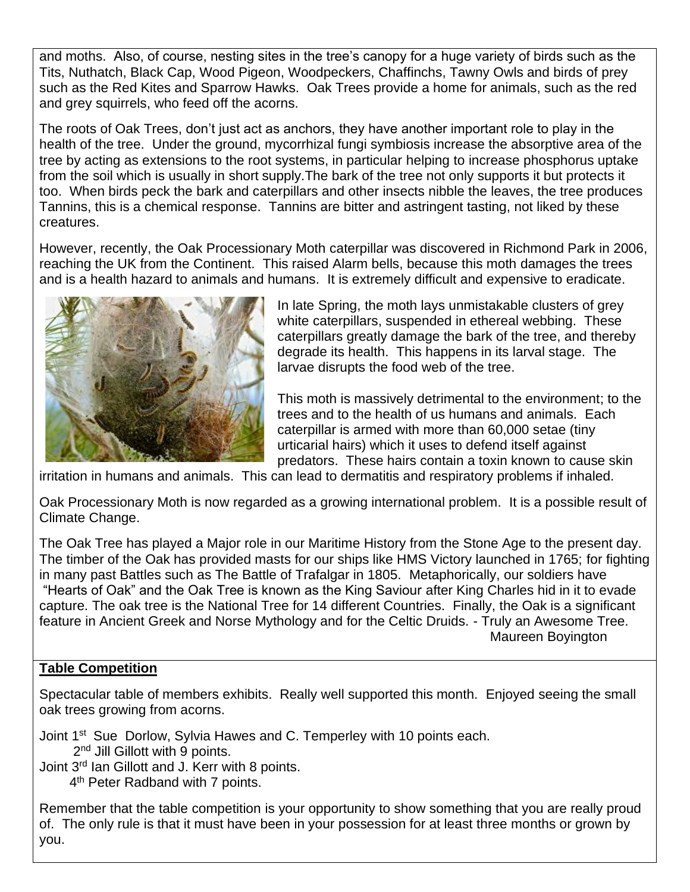and moths. Also, of course, nesting sites in the tree's canopy for a huge variety of birds such as the Tits, Nuthatch, Black Cap, Wood Pigeon, Woodpeckers, Chaffinchs, Tawny Owls and birds of prey such as the Red Kites and Sparrow Hawks. Oak Trees provide a home for animals, such as the red and grey squirrels, who feed off the acorns.

The roots of Oak Trees, don't just act as anchors, they have another important role to play in the health of the tree. Under the ground, mycorrhizal fungi symbiosis increase the absorptive area of the tree by acting as extensions to the root systems, in particular helping to increase phosphorus uptake from the soil which is usually in short supply.The bark of the tree not only supports it but protects it too. When birds peck the bark and caterpillars and other insects nibble the leaves, the tree produces Tannins, this is a chemical response. Tannins are bitter and astringent tasting, not liked by these creatures.

However, recently, the Oak Processionary Moth caterpillar was discovered in Richmond Park in 2006, reaching the UK from the Continent. This raised Alarm bells, because this moth damages the trees and is a health hazard to animals and humans. It is extremely difficult and expensive to eradicate.

In late Spring, the moth lays unmistakable clusters of grey white caterpillars, suspended in ethereal webbing. These caterpillars greatly damage the bark of the tree, and thereby degrade its health. This happens in its larval stage. The larvae disrupts the food web of the tree.

This moth is massively detrimental to the environment; to the trees and to the health of us humans and animals. Each caterpillar is armed with more than 60,000 setae (tiny urticarial hairs) which it uses to defend itself against predators. These hairs contain a toxin known to cause skin irritation in humans and animals. This can lead to dermatitis and respiratory problems if inhaled.

Oak Processionary Moth is now regarded as a growing international problem. It is a possible result of Climate Change.

The Oak Tree has played a Major role in our Maritime History from the Stone Age to the present day. The timber of the Oak has provided masts for our ships like HMS Victory launched in 1765; for fighting in many past Battles such as The Battle of Trafalgar in 1805. Metaphorically, our soldiers have "Hearts of Oak" and the Oak Tree is known as the King Saviour after King Charles hid in it to evade capture. The oak tree is the National Tree for 14 different Countries. Finally, the Oak is a significant feature in Ancient Greek and Norse Mythology and for the Celtic Druids. - Truly an Awesome Tree.

Maureen Boyington

**Table Competition**

Spectacular table of members exhibits. Really well supported this month. Enjoyed seeing the small oak trees growing from acorns.

Joint 1st Sue Dorlow, Sylvia Hawes and C. Temperley with 10 points each.
2nd Jill Gillott with 9 points.
Joint 3rd Ian Gillott and J. Kerr with 8 points.
4th Peter Radband with 7 points.

Remember that the table competition is your opportunity to show something that you are really proud of. The only rule is that it must have been in your possession for at least three months or grown by you.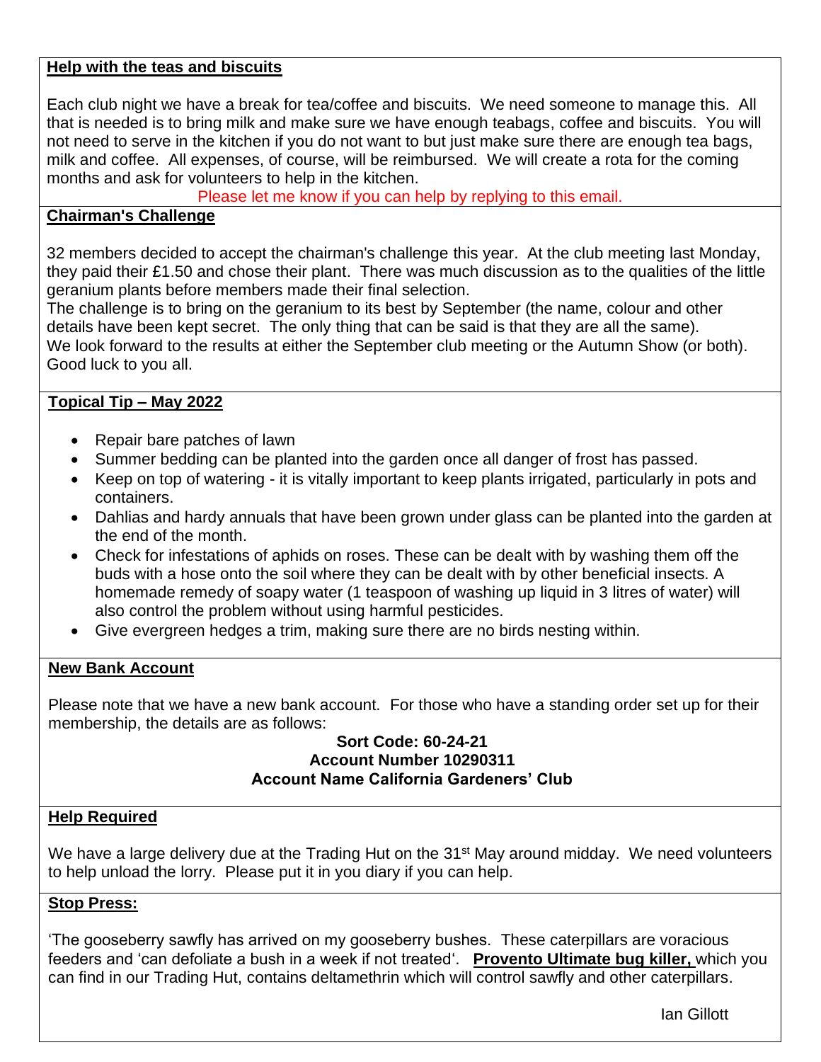## Help with the teas and biscuits

Each club night we have a break for tea/coffee and biscuits. We need someone to manage this. All that is needed is to bring milk and make sure we have enough teabags, coffee and biscuits. You will not need to serve in the kitchen if you do not want to but just make sure there are enough tea bags, milk and coffee. All expenses, of course, will be reimbursed. We will create a rota for the coming months and ask for volunteers to help in the kitchen.

Please let me know if you can help by replying to this email.

## Chairman's Challenge

32 members decided to accept the chairman's challenge this year. At the club meeting last Monday, they paid their £1.50 and chose their plant. There was much discussion as to the qualities of the little geranium plants before members made their final selection.

The challenge is to bring on the geranium to its best by September (the name, colour and other details have been kept secret. The only thing that can be said is that they are all the same).

We look forward to the results at either the September club meeting or the Autumn Show (or both). Good luck to you all.

## Topical Tip – May 2022

- Repair bare patches of lawn
- Summer bedding can be planted into the garden once all danger of frost has passed.
- Keep on top of watering - it is vitally important to keep plants irrigated, particularly in pots and containers.
- Dahlias and hardy annuals that have been grown under glass can be planted into the garden at the end of the month.
- Check for infestations of aphids on roses. These can be dealt with by washing them off the buds with a hose onto the soil where they can be dealt with by other beneficial insects. A homemade remedy of soapy water (1 teaspoon of washing up liquid in 3 litres of water) will also control the problem without using harmful pesticides.
- Give evergreen hedges a trim, making sure there are no birds nesting within.

## New Bank Account

Please note that we have a new bank account. For those who have a standing order set up for their membership, the details are as follows:

**Sort Code: 60-24-21**
**Account Number 10290311**
**Account Name California Gardeners' Club**

## Help Required

We have a large delivery due at the Trading Hut on the 31st May around midday. We need volunteers to help unload the lorry. Please put it in you diary if you can help.

## Stop Press:

'The gooseberry sawfly has arrived on my gooseberry bushes. These caterpillars are voracious feeders and 'can defoliate a bush in a week if not treated'. **Provento Ultimate bug killer,** which you can find in our Trading Hut, contains deltamethrin which will control sawfly and other caterpillars.

Ian Gillott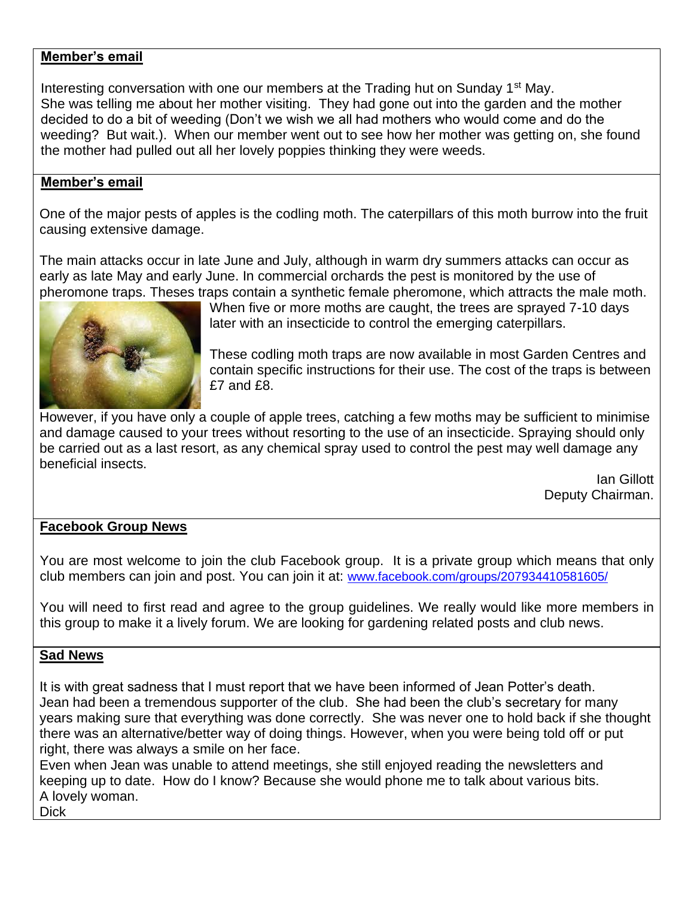## Member's email

Interesting conversation with one our members at the Trading hut on Sunday 1st May. She was telling me about her mother visiting. They had gone out into the garden and the mother decided to do a bit of weeding (Don't we wish we all had mothers who would come and do the weeding? But wait.). When our member went out to see how her mother was getting on, she found the mother had pulled out all her lovely poppies thinking they were weeds.

## Member's email

One of the major pests of apples is the codling moth. The caterpillars of this moth burrow into the fruit causing extensive damage.

The main attacks occur in late June and July, although in warm dry summers attacks can occur as early as late May and early June. In commercial orchards the pest is monitored by the use of pheromone traps. Theses traps contain a synthetic female pheromone, which attracts the male moth. When five or more moths are caught, the trees are sprayed 7-10 days later with an insecticide to control the emerging caterpillars.

These codling moth traps are now available in most Garden Centres and contain specific instructions for their use. The cost of the traps is between £7 and £8.

However, if you have only a couple of apple trees, catching a few moths may be sufficient to minimise and damage caused to your trees without resorting to the use of an insecticide. Spraying should only be carried out as a last resort, as any chemical spray used to control the pest may well damage any beneficial insects.

Ian Gillott
Deputy Chairman.

## Facebook Group News

You are most welcome to join the club Facebook group. It is a private group which means that only club members can join and post. You can join it at: www.facebook.com/groups/207934410581605/

You will need to first read and agree to the group guidelines. We really would like more members in this group to make it a lively forum. We are looking for gardening related posts and club news.

## Sad News

It is with great sadness that I must report that we have been informed of Jean Potter's death. Jean had been a tremendous supporter of the club. She had been the club's secretary for many years making sure that everything was done correctly. She was never one to hold back if she thought there was an alternative/better way of doing things. However, when you were being told off or put right, there was always a smile on her face.
Even when Jean was unable to attend meetings, she still enjoyed reading the newsletters and keeping up to date. How do I know? Because she would phone me to talk about various bits.
A lovely woman.
Dick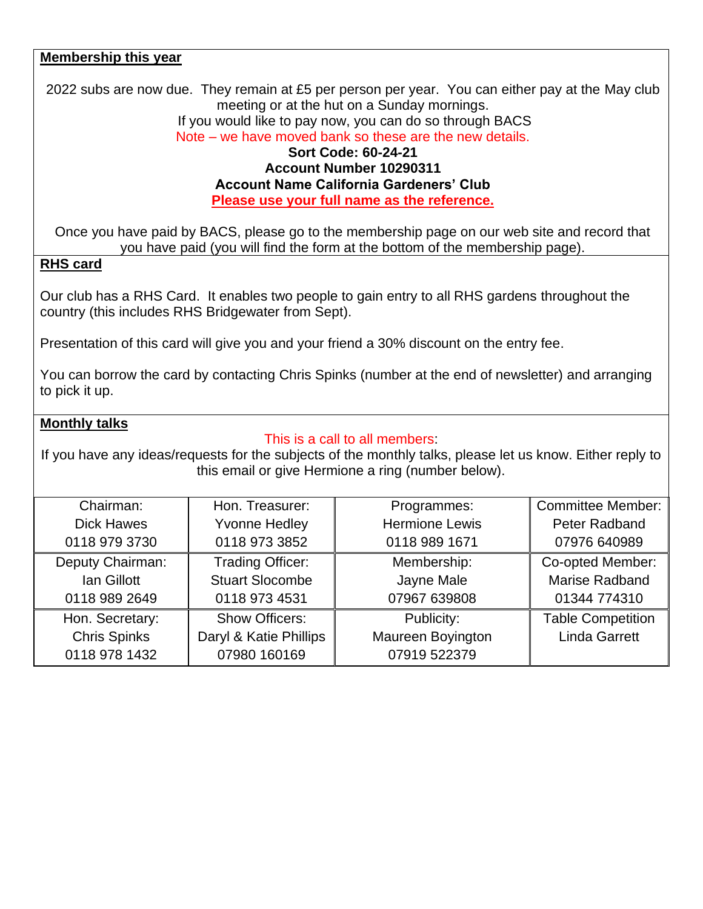## **Membership this year**

2022 subs are now due. They remain at £5 per person per year. You can either pay at the May club meeting or at the hut on a Sunday mornings.
If you would like to pay now, you can do so through BACS
Note – we have moved bank so these are the new details.

**Sort Code: 60-24-21**
**Account Number 10290311**
**Account Name California Gardeners' Club**
**Please use your full name as the reference.**

Once you have paid by BACS, please go to the membership page on our web site and record that you have paid (you will find the form at the bottom of the membership page).

## **RHS card**

Our club has a RHS Card. It enables two people to gain entry to all RHS gardens throughout the country (this includes RHS Bridgewater from Sept).

Presentation of this card will give you and your friend a 30% discount on the entry fee.

You can borrow the card by contacting Chris Spinks (number at the end of newsletter) and arranging to pick it up.

## **Monthly talks**

This is a call to all members:
If you have any ideas/requests for the subjects of the monthly talks, please let us know. Either reply to this email or give Hermione a ring (number below).

| | | | |
|---|---|---|---|
| Chairman:<br>Dick Hawes<br>0118 979 3730 | Hon. Treasurer:<br>Yvonne Hedley<br>0118 973 3852 | Programmes:<br>Hermione Lewis<br>0118 989 1671 | Committee Member:<br>Peter Radband<br>07976 640989 |
| Deputy Chairman:<br>Ian Gillott<br>0118 989 2649 | Trading Officer:<br>Stuart Slocombe<br>0118 973 4531 | Membership:<br>Jayne Male<br>07967 639808 | Co-opted Member:<br>Marise Radband<br>01344 774310 |
| Hon. Secretary:<br>Chris Spinks<br>0118 978 1432 | Show Officers:<br>Daryl & Katie Phillips<br>07980 160169 | Publicity:<br>Maureen Boyington<br>07919 522379 | Table Competition<br>Linda Garrett |